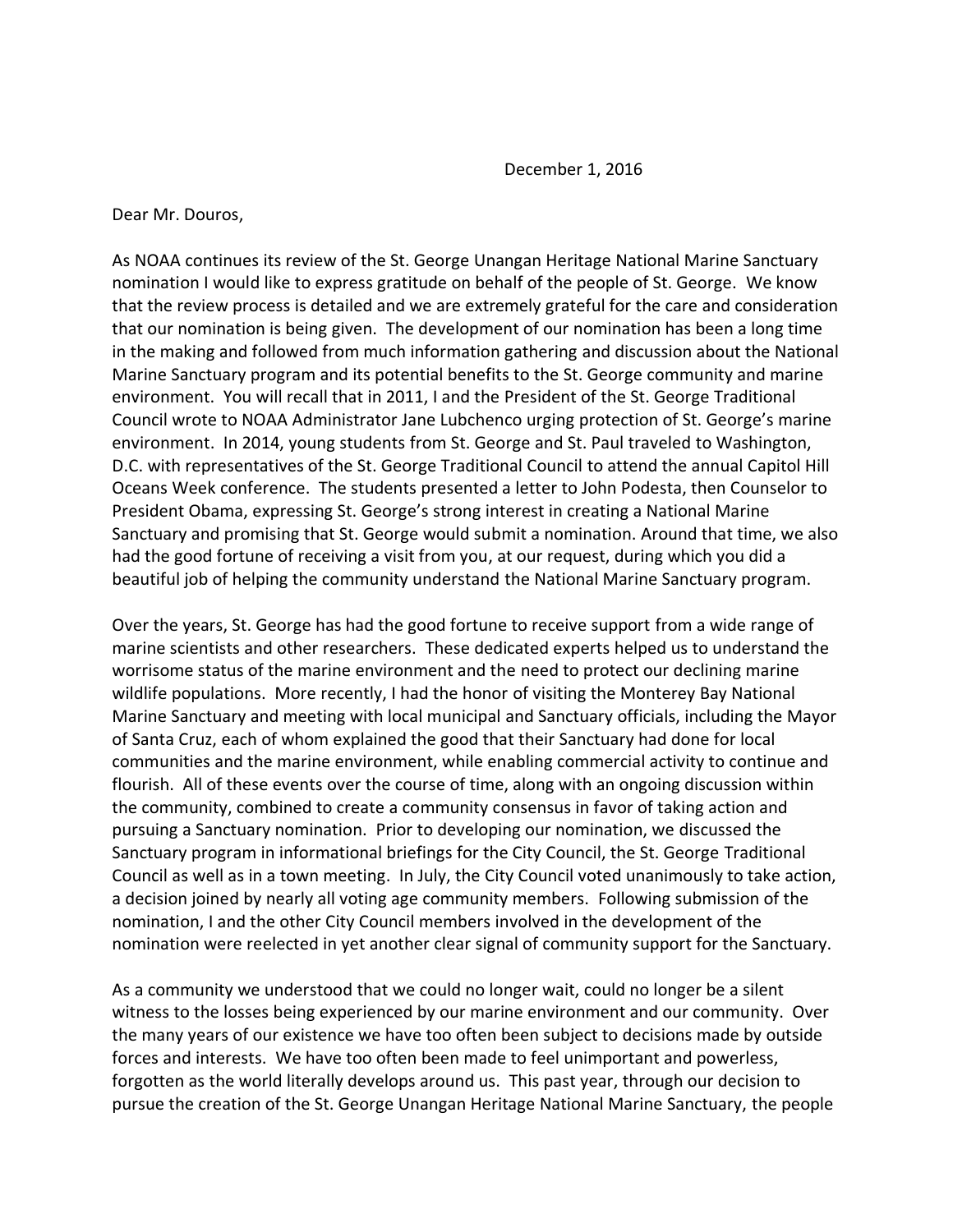December 1, 2016

Dear Mr. Douros,

As NOAA continues its review of the St. George Unangan Heritage National Marine Sanctuary nomination I would like to express gratitude on behalf of the people of St. George. We know that the review process is detailed and we are extremely grateful for the care and consideration that our nomination is being given. The development of our nomination has been a long time in the making and followed from much information gathering and discussion about the National Marine Sanctuary program and its potential benefits to the St. George community and marine environment. You will recall that in 2011, I and the President of the St. George Traditional Council wrote to NOAA Administrator Jane Lubchenco urging protection of St. George's marine environment. In 2014, young students from St. George and St. Paul traveled to Washington, D.C. with representatives of the St. George Traditional Council to attend the annual Capitol Hill Oceans Week conference. The students presented a letter to John Podesta, then Counselor to President Obama, expressing St. George's strong interest in creating a National Marine Sanctuary and promising that St. George would submit a nomination. Around that time, we also had the good fortune of receiving a visit from you, at our request, during which you did a beautiful job of helping the community understand the National Marine Sanctuary program.

Over the years, St. George has had the good fortune to receive support from a wide range of marine scientists and other researchers. These dedicated experts helped us to understand the worrisome status of the marine environment and the need to protect our declining marine wildlife populations. More recently, I had the honor of visiting the Monterey Bay National Marine Sanctuary and meeting with local municipal and Sanctuary officials, including the Mayor of Santa Cruz, each of whom explained the good that their Sanctuary had done for local communities and the marine environment, while enabling commercial activity to continue and flourish. All of these events over the course of time, along with an ongoing discussion within the community, combined to create a community consensus in favor of taking action and pursuing a Sanctuary nomination. Prior to developing our nomination, we discussed the Sanctuary program in informational briefings for the City Council, the St. George Traditional Council as well as in a town meeting. In July, the City Council voted unanimously to take action, a decision joined by nearly all voting age community members. Following submission of the nomination, I and the other City Council members involved in the development of the nomination were reelected in yet another clear signal of community support for the Sanctuary.

As a community we understood that we could no longer wait, could no longer be a silent witness to the losses being experienced by our marine environment and our community. Over the many years of our existence we have too often been subject to decisions made by outside forces and interests. We have too often been made to feel unimportant and powerless, forgotten as the world literally develops around us. This past year, through our decision to pursue the creation of the St. George Unangan Heritage National Marine Sanctuary, the people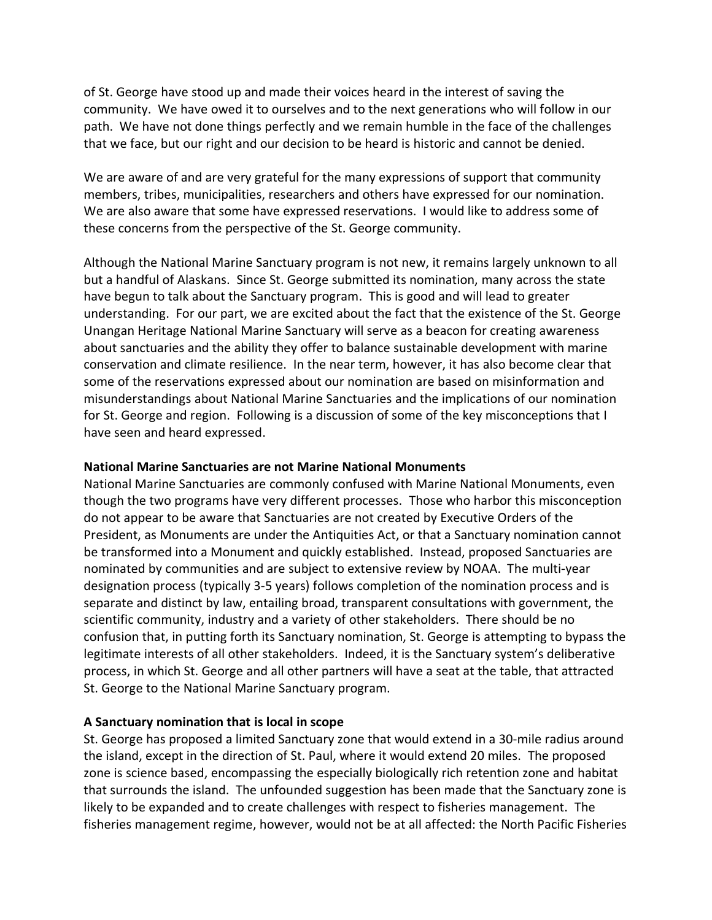of St. George have stood up and made their voices heard in the interest of saving the community. We have owed it to ourselves and to the next generations who will follow in our path. We have not done things perfectly and we remain humble in the face of the challenges that we face, but our right and our decision to be heard is historic and cannot be denied.

We are aware of and are very grateful for the many expressions of support that community members, tribes, municipalities, researchers and others have expressed for our nomination. We are also aware that some have expressed reservations. I would like to address some of these concerns from the perspective of the St. George community.

Although the National Marine Sanctuary program is not new, it remains largely unknown to all but a handful of Alaskans. Since St. George submitted its nomination, many across the state have begun to talk about the Sanctuary program. This is good and will lead to greater understanding. For our part, we are excited about the fact that the existence of the St. George Unangan Heritage National Marine Sanctuary will serve as a beacon for creating awareness about sanctuaries and the ability they offer to balance sustainable development with marine conservation and climate resilience. In the near term, however, it has also become clear that some of the reservations expressed about our nomination are based on misinformation and misunderstandings about National Marine Sanctuaries and the implications of our nomination for St. George and region. Following is a discussion of some of the key misconceptions that I have seen and heard expressed.

**National Marine Sanctuaries are not Marine National Monuments**

National Marine Sanctuaries are commonly confused with Marine National Monuments, even though the two programs have very different processes. Those who harbor this misconception do not appear to be aware that Sanctuaries are not created by Executive Orders of the President, as Monuments are under the Antiquities Act, or that a Sanctuary nomination cannot be transformed into a Monument and quickly established. Instead, proposed Sanctuaries are nominated by communities and are subject to extensive review by NOAA. The multi-year designation process (typically 3-5 years) follows completion of the nomination process and is separate and distinct by law, entailing broad, transparent consultations with government, the scientific community, industry and a variety of other stakeholders. There should be no confusion that, in putting forth its Sanctuary nomination, St. George is attempting to bypass the legitimate interests of all other stakeholders. Indeed, it is the Sanctuary system's deliberative process, in which St. George and all other partners will have a seat at the table, that attracted St. George to the National Marine Sanctuary program.

**A Sanctuary nomination that is local in scope**

St. George has proposed a limited Sanctuary zone that would extend in a 30-mile radius around the island, except in the direction of St. Paul, where it would extend 20 miles. The proposed zone is science based, encompassing the especially biologically rich retention zone and habitat that surrounds the island. The unfounded suggestion has been made that the Sanctuary zone is likely to be expanded and to create challenges with respect to fisheries management. The fisheries management regime, however, would not be at all affected: the North Pacific Fisheries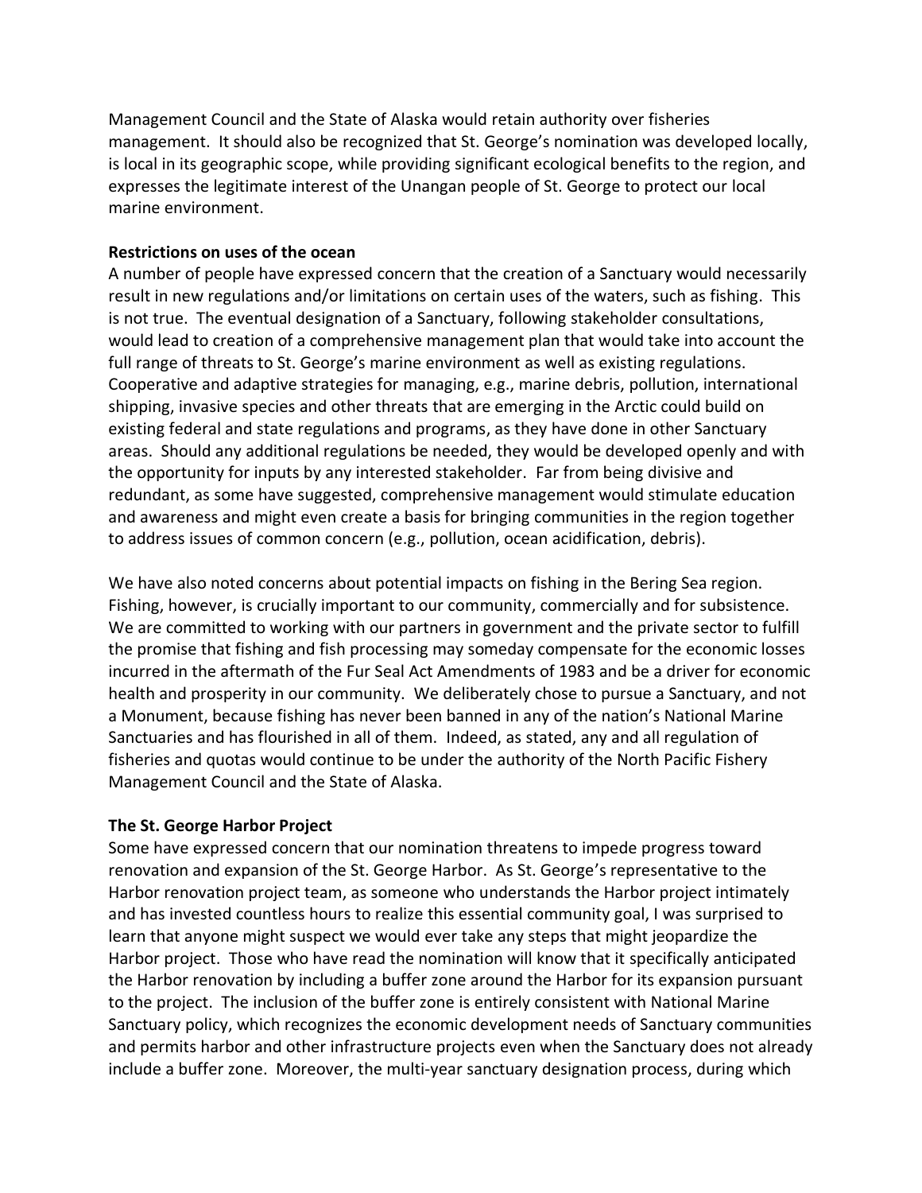Management Council and the State of Alaska would retain authority over fisheries management. It should also be recognized that St. George's nomination was developed locally, is local in its geographic scope, while providing significant ecological benefits to the region, and expresses the legitimate interest of the Unangan people of St. George to protect our local marine environment.

**Restrictions on uses of the ocean**

A number of people have expressed concern that the creation of a Sanctuary would necessarily result in new regulations and/or limitations on certain uses of the waters, such as fishing. This is not true. The eventual designation of a Sanctuary, following stakeholder consultations, would lead to creation of a comprehensive management plan that would take into account the full range of threats to St. George's marine environment as well as existing regulations. Cooperative and adaptive strategies for managing, e.g., marine debris, pollution, international shipping, invasive species and other threats that are emerging in the Arctic could build on existing federal and state regulations and programs, as they have done in other Sanctuary areas. Should any additional regulations be needed, they would be developed openly and with the opportunity for inputs by any interested stakeholder. Far from being divisive and redundant, as some have suggested, comprehensive management would stimulate education and awareness and might even create a basis for bringing communities in the region together to address issues of common concern (e.g., pollution, ocean acidification, debris).

We have also noted concerns about potential impacts on fishing in the Bering Sea region. Fishing, however, is crucially important to our community, commercially and for subsistence. We are committed to working with our partners in government and the private sector to fulfill the promise that fishing and fish processing may someday compensate for the economic losses incurred in the aftermath of the Fur Seal Act Amendments of 1983 and be a driver for economic health and prosperity in our community. We deliberately chose to pursue a Sanctuary, and not a Monument, because fishing has never been banned in any of the nation's National Marine Sanctuaries and has flourished in all of them. Indeed, as stated, any and all regulation of fisheries and quotas would continue to be under the authority of the North Pacific Fishery Management Council and the State of Alaska.

**The St. George Harbor Project**

Some have expressed concern that our nomination threatens to impede progress toward renovation and expansion of the St. George Harbor. As St. George's representative to the Harbor renovation project team, as someone who understands the Harbor project intimately and has invested countless hours to realize this essential community goal, I was surprised to learn that anyone might suspect we would ever take any steps that might jeopardize the Harbor project. Those who have read the nomination will know that it specifically anticipated the Harbor renovation by including a buffer zone around the Harbor for its expansion pursuant to the project. The inclusion of the buffer zone is entirely consistent with National Marine Sanctuary policy, which recognizes the economic development needs of Sanctuary communities and permits harbor and other infrastructure projects even when the Sanctuary does not already include a buffer zone. Moreover, the multi-year sanctuary designation process, during which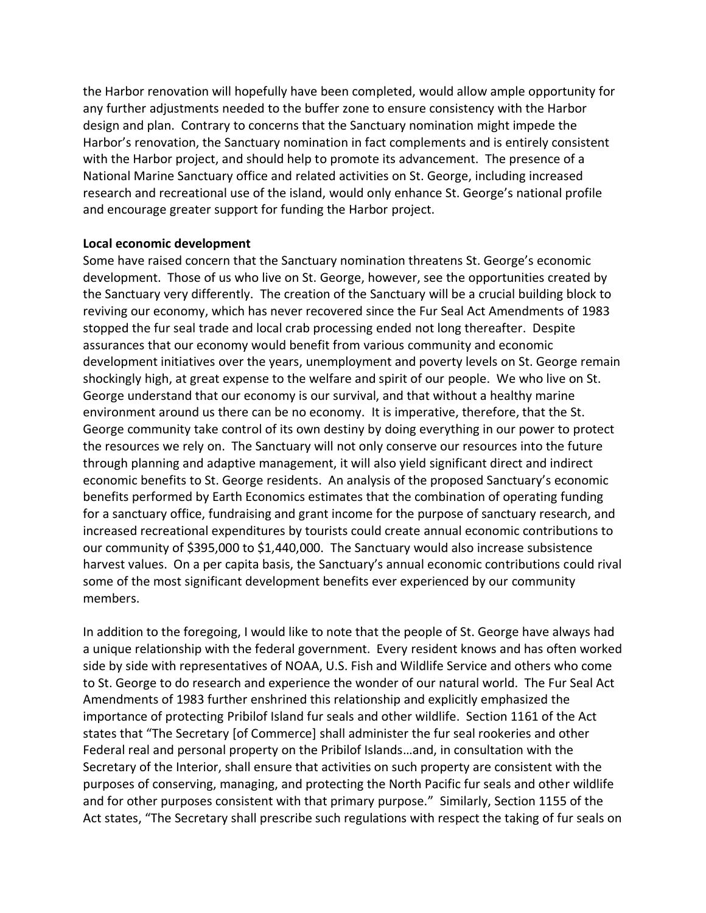the Harbor renovation will hopefully have been completed, would allow ample opportunity for any further adjustments needed to the buffer zone to ensure consistency with the Harbor design and plan. Contrary to concerns that the Sanctuary nomination might impede the Harbor's renovation, the Sanctuary nomination in fact complements and is entirely consistent with the Harbor project, and should help to promote its advancement. The presence of a National Marine Sanctuary office and related activities on St. George, including increased research and recreational use of the island, would only enhance St. George's national profile and encourage greater support for funding the Harbor project.

**Local economic development**

Some have raised concern that the Sanctuary nomination threatens St. George's economic development. Those of us who live on St. George, however, see the opportunities created by the Sanctuary very differently. The creation of the Sanctuary will be a crucial building block to reviving our economy, which has never recovered since the Fur Seal Act Amendments of 1983 stopped the fur seal trade and local crab processing ended not long thereafter. Despite assurances that our economy would benefit from various community and economic development initiatives over the years, unemployment and poverty levels on St. George remain shockingly high, at great expense to the welfare and spirit of our people. We who live on St. George understand that our economy is our survival, and that without a healthy marine environment around us there can be no economy. It is imperative, therefore, that the St. George community take control of its own destiny by doing everything in our power to protect the resources we rely on. The Sanctuary will not only conserve our resources into the future through planning and adaptive management, it will also yield significant direct and indirect economic benefits to St. George residents. An analysis of the proposed Sanctuary's economic benefits performed by Earth Economics estimates that the combination of operating funding for a sanctuary office, fundraising and grant income for the purpose of sanctuary research, and increased recreational expenditures by tourists could create annual economic contributions to our community of $395,000 to $1,440,000. The Sanctuary would also increase subsistence harvest values. On a per capita basis, the Sanctuary's annual economic contributions could rival some of the most significant development benefits ever experienced by our community members.

In addition to the foregoing, I would like to note that the people of St. George have always had a unique relationship with the federal government. Every resident knows and has often worked side by side with representatives of NOAA, U.S. Fish and Wildlife Service and others who come to St. George to do research and experience the wonder of our natural world. The Fur Seal Act Amendments of 1983 further enshrined this relationship and explicitly emphasized the importance of protecting Pribilof Island fur seals and other wildlife. Section 1161 of the Act states that "The Secretary [of Commerce] shall administer the fur seal rookeries and other Federal real and personal property on the Pribilof Islands…and, in consultation with the Secretary of the Interior, shall ensure that activities on such property are consistent with the purposes of conserving, managing, and protecting the North Pacific fur seals and other wildlife and for other purposes consistent with that primary purpose." Similarly, Section 1155 of the Act states, "The Secretary shall prescribe such regulations with respect the taking of fur seals on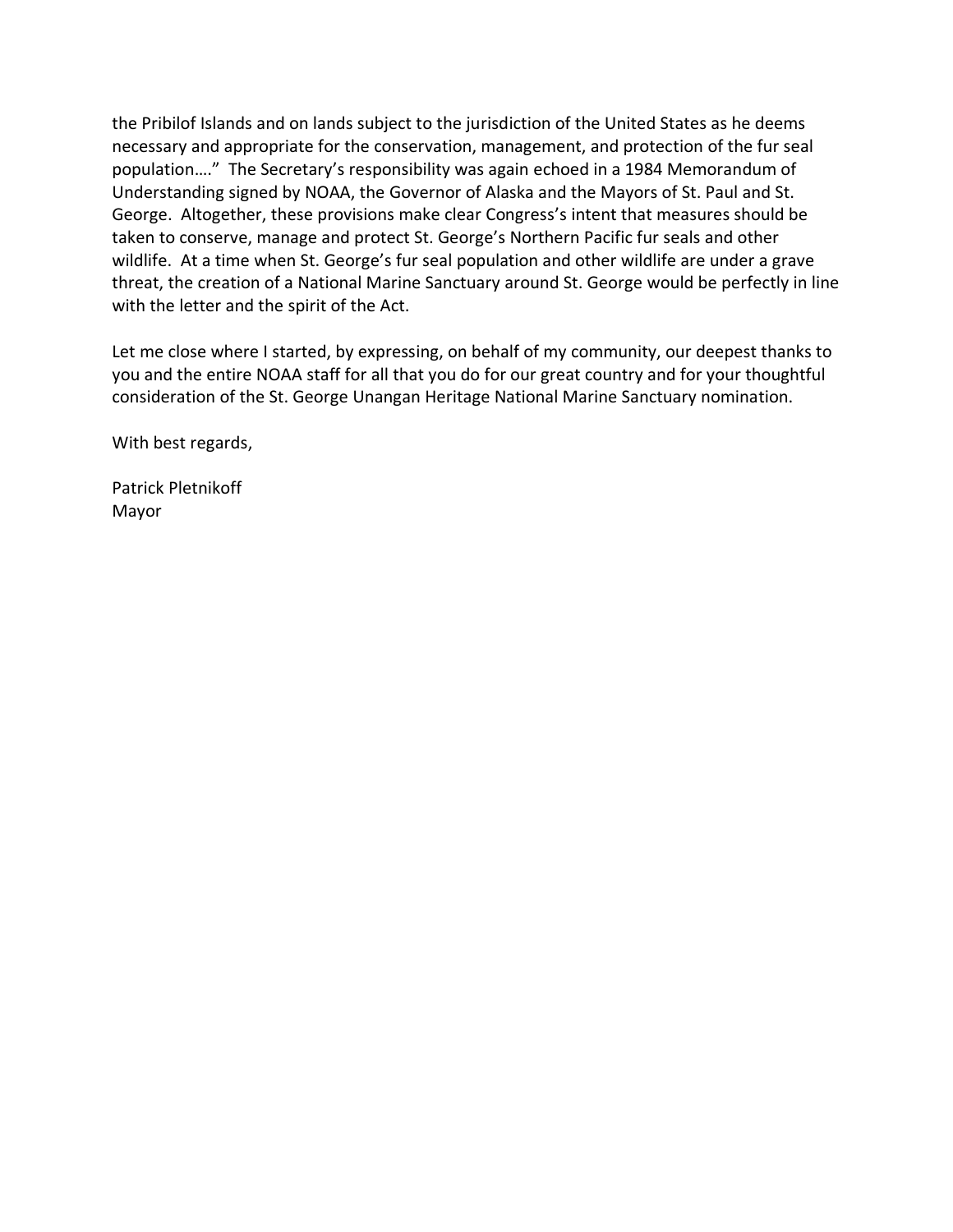the Pribilof Islands and on lands subject to the jurisdiction of the United States as he deems necessary and appropriate for the conservation, management, and protection of the fur seal population…." The Secretary's responsibility was again echoed in a 1984 Memorandum of Understanding signed by NOAA, the Governor of Alaska and the Mayors of St. Paul and St. George. Altogether, these provisions make clear Congress's intent that measures should be taken to conserve, manage and protect St. George's Northern Pacific fur seals and other wildlife. At a time when St. George's fur seal population and other wildlife are under a grave threat, the creation of a National Marine Sanctuary around St. George would be perfectly in line with the letter and the spirit of the Act.

Let me close where I started, by expressing, on behalf of my community, our deepest thanks to you and the entire NOAA staff for all that you do for our great country and for your thoughtful consideration of the St. George Unangan Heritage National Marine Sanctuary nomination.

With best regards,

Patrick Pletnikoff
Mayor